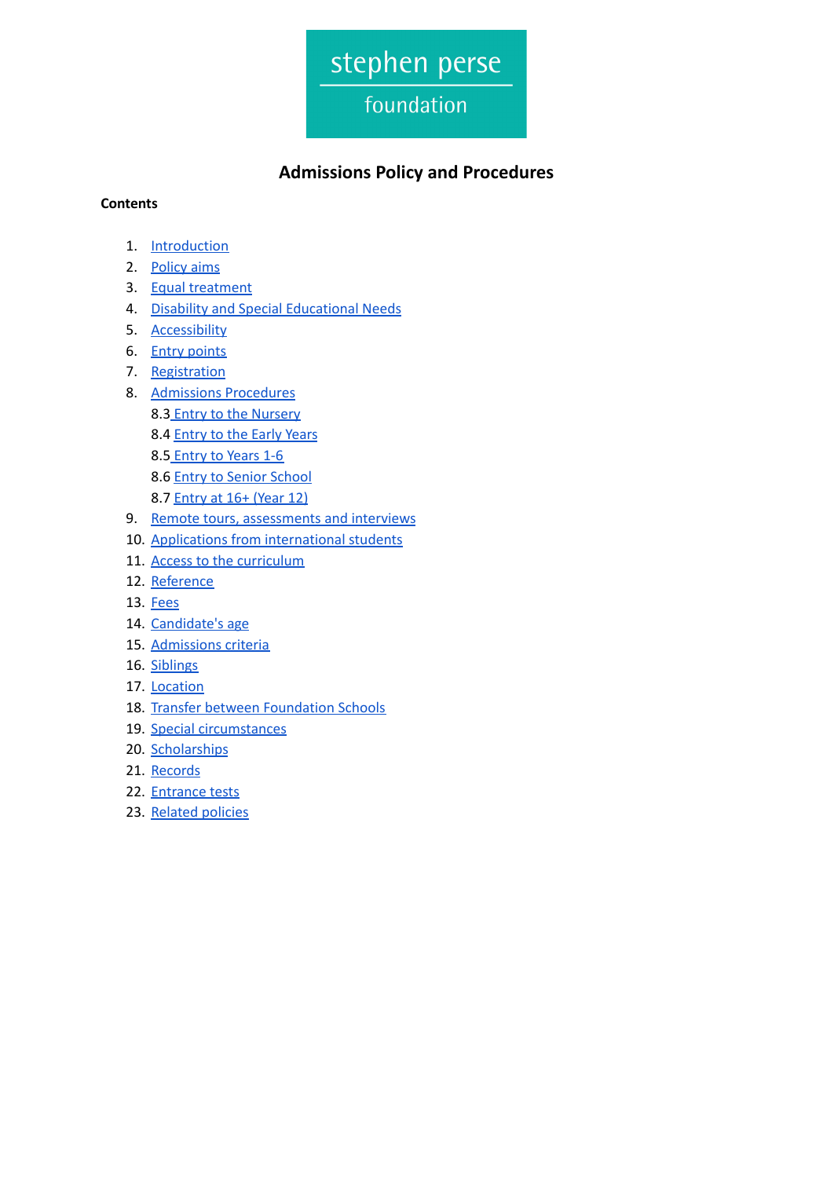stephen perse

foundation

# Admissions Policy and Procedures

**Contents**

1. Introduction
2. Policy aims
3. Equal treatment
4. Disability and Special Educational Needs
5. Accessibility
6. Entry points
7. Registration
8. Admissions Procedures
   - 8.3 Entry to the Nursery
   - 8.4 Entry to the Early Years
   - 8.5 Entry to Years 1-6
   - 8.6 Entry to Senior School
   - 8.7 Entry at 16+ (Year 12)
9. Remote tours, assessments and interviews
10. Applications from international students
11. Access to the curriculum
12. Reference
13. Fees
14. Candidate's age
15. Admissions criteria
16. Siblings
17. Location
18. Transfer between Foundation Schools
19. Special circumstances
20. Scholarships
21. Records
22. Entrance tests
23. Related policies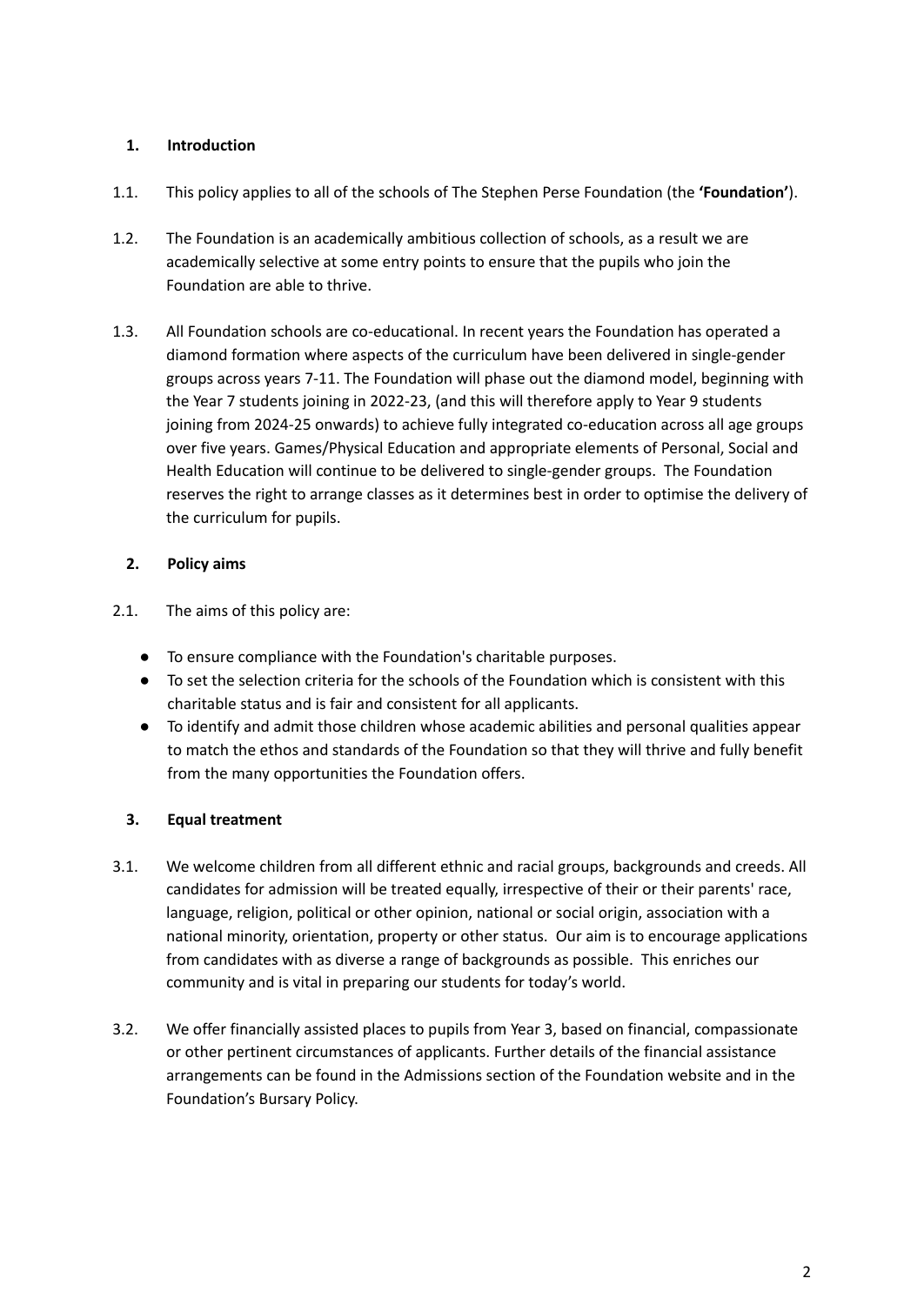## 1. Introduction

1.1. This policy applies to all of the schools of The Stephen Perse Foundation (the **'Foundation'**).

1.2. The Foundation is an academically ambitious collection of schools, as a result we are academically selective at some entry points to ensure that the pupils who join the Foundation are able to thrive.

1.3. All Foundation schools are co-educational. In recent years the Foundation has operated a diamond formation where aspects of the curriculum have been delivered in single-gender groups across years 7-11. The Foundation will phase out the diamond model, beginning with the Year 7 students joining in 2022-23, (and this will therefore apply to Year 9 students joining from 2024-25 onwards) to achieve fully integrated co-education across all age groups over five years. Games/Physical Education and appropriate elements of Personal, Social and Health Education will continue to be delivered to single-gender groups. The Foundation reserves the right to arrange classes as it determines best in order to optimise the delivery of the curriculum for pupils.

## 2. Policy aims

2.1. The aims of this policy are:

- To ensure compliance with the Foundation's charitable purposes.
- To set the selection criteria for the schools of the Foundation which is consistent with this charitable status and is fair and consistent for all applicants.
- To identify and admit those children whose academic abilities and personal qualities appear to match the ethos and standards of the Foundation so that they will thrive and fully benefit from the many opportunities the Foundation offers.

## 3. Equal treatment

3.1. We welcome children from all different ethnic and racial groups, backgrounds and creeds. All candidates for admission will be treated equally, irrespective of their or their parents' race, language, religion, political or other opinion, national or social origin, association with a national minority, orientation, property or other status. Our aim is to encourage applications from candidates with as diverse a range of backgrounds as possible. This enriches our community and is vital in preparing our students for today's world.

3.2. We offer financially assisted places to pupils from Year 3, based on financial, compassionate or other pertinent circumstances of applicants. Further details of the financial assistance arrangements can be found in the Admissions section of the Foundation website and in the Foundation's Bursary Policy.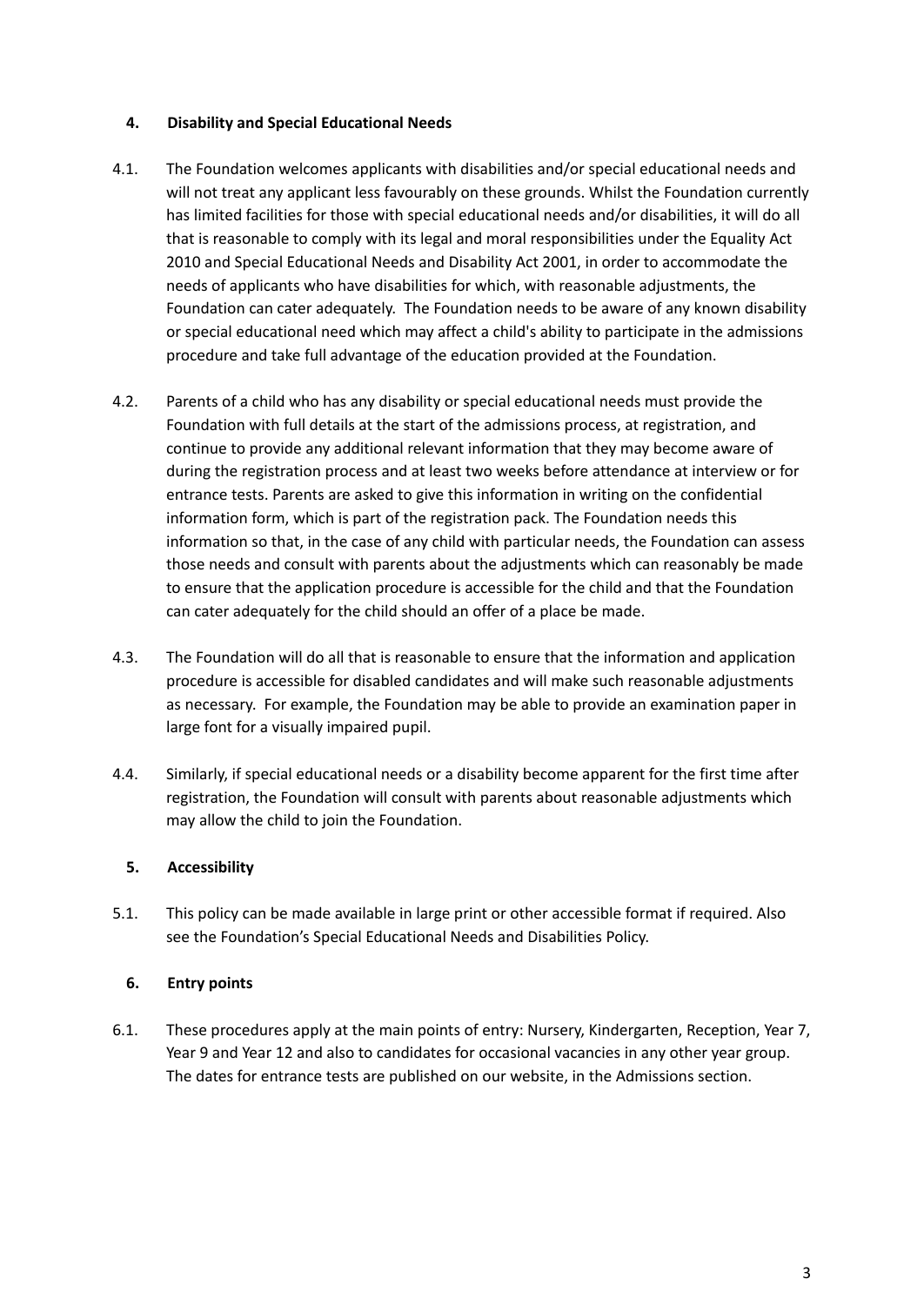## 4. Disability and Special Educational Needs

4.1. The Foundation welcomes applicants with disabilities and/or special educational needs and will not treat any applicant less favourably on these grounds. Whilst the Foundation currently has limited facilities for those with special educational needs and/or disabilities, it will do all that is reasonable to comply with its legal and moral responsibilities under the Equality Act 2010 and Special Educational Needs and Disability Act 2001, in order to accommodate the needs of applicants who have disabilities for which, with reasonable adjustments, the Foundation can cater adequately. The Foundation needs to be aware of any known disability or special educational need which may affect a child's ability to participate in the admissions procedure and take full advantage of the education provided at the Foundation.

4.2. Parents of a child who has any disability or special educational needs must provide the Foundation with full details at the start of the admissions process, at registration, and continue to provide any additional relevant information that they may become aware of during the registration process and at least two weeks before attendance at interview or for entrance tests. Parents are asked to give this information in writing on the confidential information form, which is part of the registration pack. The Foundation needs this information so that, in the case of any child with particular needs, the Foundation can assess those needs and consult with parents about the adjustments which can reasonably be made to ensure that the application procedure is accessible for the child and that the Foundation can cater adequately for the child should an offer of a place be made.

4.3. The Foundation will do all that is reasonable to ensure that the information and application procedure is accessible for disabled candidates and will make such reasonable adjustments as necessary. For example, the Foundation may be able to provide an examination paper in large font for a visually impaired pupil.

4.4. Similarly, if special educational needs or a disability become apparent for the first time after registration, the Foundation will consult with parents about reasonable adjustments which may allow the child to join the Foundation.

## 5. Accessibility

5.1. This policy can be made available in large print or other accessible format if required. Also see the Foundation's Special Educational Needs and Disabilities Policy.

## 6. Entry points

6.1. These procedures apply at the main points of entry: Nursery, Kindergarten, Reception, Year 7, Year 9 and Year 12 and also to candidates for occasional vacancies in any other year group. The dates for entrance tests are published on our website, in the Admissions section.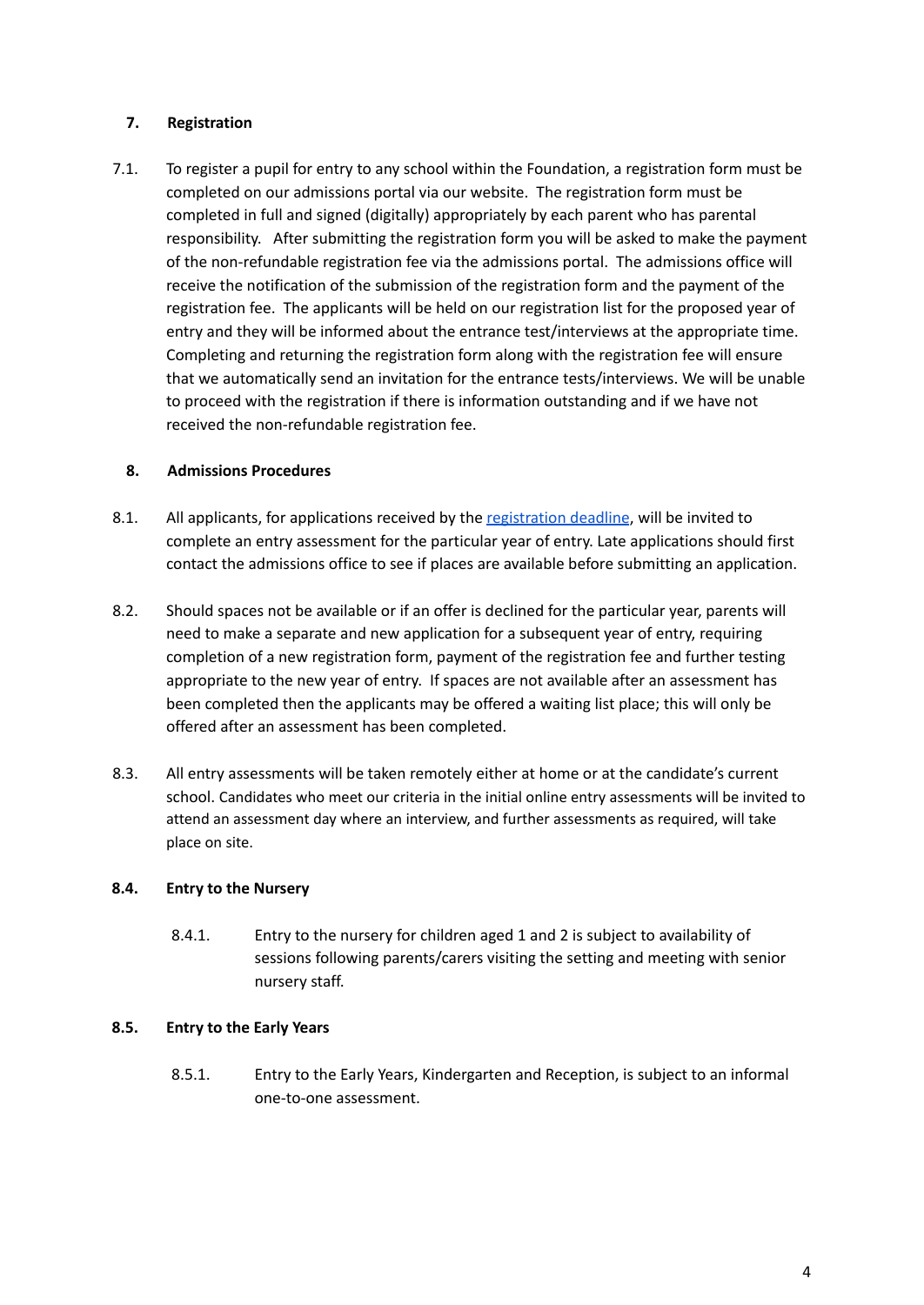## 7. Registration

7.1. To register a pupil for entry to any school within the Foundation, a registration form must be completed on our admissions portal via our website. The registration form must be completed in full and signed (digitally) appropriately by each parent who has parental responsibility. After submitting the registration form you will be asked to make the payment of the non-refundable registration fee via the admissions portal. The admissions office will receive the notification of the submission of the registration form and the payment of the registration fee. The applicants will be held on our registration list for the proposed year of entry and they will be informed about the entrance test/interviews at the appropriate time. Completing and returning the registration form along with the registration fee will ensure that we automatically send an invitation for the entrance tests/interviews. We will be unable to proceed with the registration if there is information outstanding and if we have not received the non-refundable registration fee.

## 8. Admissions Procedures

8.1. All applicants, for applications received by the registration deadline, will be invited to complete an entry assessment for the particular year of entry. Late applications should first contact the admissions office to see if places are available before submitting an application.

8.2. Should spaces not be available or if an offer is declined for the particular year, parents will need to make a separate and new application for a subsequent year of entry, requiring completion of a new registration form, payment of the registration fee and further testing appropriate to the new year of entry. If spaces are not available after an assessment has been completed then the applicants may be offered a waiting list place; this will only be offered after an assessment has been completed.

8.3. All entry assessments will be taken remotely either at home or at the candidate's current school. Candidates who meet our criteria in the initial online entry assessments will be invited to attend an assessment day where an interview, and further assessments as required, will take place on site.

### 8.4. Entry to the Nursery

8.4.1. Entry to the nursery for children aged 1 and 2 is subject to availability of sessions following parents/carers visiting the setting and meeting with senior nursery staff.

### 8.5. Entry to the Early Years

8.5.1. Entry to the Early Years, Kindergarten and Reception, is subject to an informal one-to-one assessment.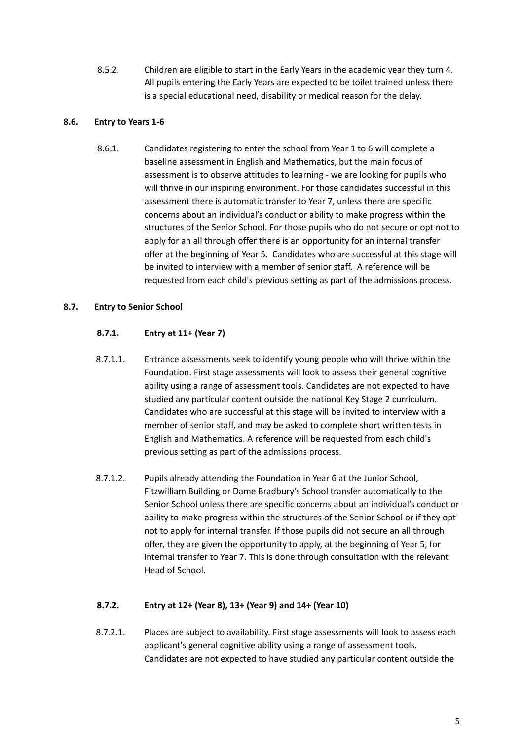8.5.2. Children are eligible to start in the Early Years in the academic year they turn 4. All pupils entering the Early Years are expected to be toilet trained unless there is a special educational need, disability or medical reason for the delay.

## 8.6. Entry to Years 1-6

8.6.1. Candidates registering to enter the school from Year 1 to 6 will complete a baseline assessment in English and Mathematics, but the main focus of assessment is to observe attitudes to learning - we are looking for pupils who will thrive in our inspiring environment. For those candidates successful in this assessment there is automatic transfer to Year 7, unless there are specific concerns about an individual's conduct or ability to make progress within the structures of the Senior School. For those pupils who do not secure or opt not to apply for an all through offer there is an opportunity for an internal transfer offer at the beginning of Year 5. Candidates who are successful at this stage will be invited to interview with a member of senior staff. A reference will be requested from each child's previous setting as part of the admissions process.

## 8.7. Entry to Senior School

### 8.7.1. Entry at 11+ (Year 7)

8.7.1.1. Entrance assessments seek to identify young people who will thrive within the Foundation. First stage assessments will look to assess their general cognitive ability using a range of assessment tools. Candidates are not expected to have studied any particular content outside the national Key Stage 2 curriculum. Candidates who are successful at this stage will be invited to interview with a member of senior staff, and may be asked to complete short written tests in English and Mathematics. A reference will be requested from each child's previous setting as part of the admissions process.

8.7.1.2. Pupils already attending the Foundation in Year 6 at the Junior School, Fitzwilliam Building or Dame Bradbury's School transfer automatically to the Senior School unless there are specific concerns about an individual's conduct or ability to make progress within the structures of the Senior School or if they opt not to apply for internal transfer. If those pupils did not secure an all through offer, they are given the opportunity to apply, at the beginning of Year 5, for internal transfer to Year 7. This is done through consultation with the relevant Head of School.

### 8.7.2. Entry at 12+ (Year 8), 13+ (Year 9) and 14+ (Year 10)

8.7.2.1. Places are subject to availability. First stage assessments will look to assess each applicant's general cognitive ability using a range of assessment tools. Candidates are not expected to have studied any particular content outside the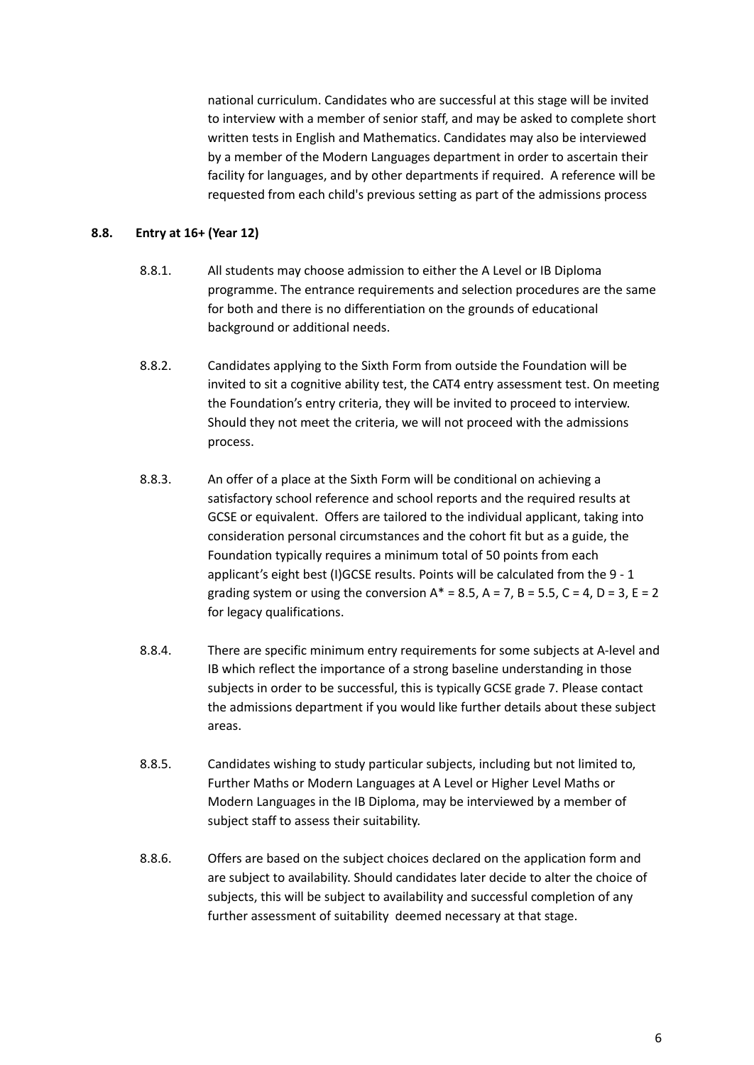national curriculum. Candidates who are successful at this stage will be invited to interview with a member of senior staff, and may be asked to complete short written tests in English and Mathematics. Candidates may also be interviewed by a member of the Modern Languages department in order to ascertain their facility for languages, and by other departments if required. A reference will be requested from each child's previous setting as part of the admissions process

**8.8. Entry at 16+ (Year 12)**

8.8.1. All students may choose admission to either the A Level or IB Diploma programme. The entrance requirements and selection procedures are the same for both and there is no differentiation on the grounds of educational background or additional needs.

8.8.2. Candidates applying to the Sixth Form from outside the Foundation will be invited to sit a cognitive ability test, the CAT4 entry assessment test. On meeting the Foundation's entry criteria, they will be invited to proceed to interview. Should they not meet the criteria, we will not proceed with the admissions process.

8.8.3. An offer of a place at the Sixth Form will be conditional on achieving a satisfactory school reference and school reports and the required results at GCSE or equivalent. Offers are tailored to the individual applicant, taking into consideration personal circumstances and the cohort fit but as a guide, the Foundation typically requires a minimum total of 50 points from each applicant's eight best (I)GCSE results. Points will be calculated from the 9 - 1 grading system or using the conversion A* = 8.5, A = 7, B = 5.5, C = 4, D = 3, E = 2 for legacy qualifications.

8.8.4. There are specific minimum entry requirements for some subjects at A-level and IB which reflect the importance of a strong baseline understanding in those subjects in order to be successful, this is typically GCSE grade 7. Please contact the admissions department if you would like further details about these subject areas.

8.8.5. Candidates wishing to study particular subjects, including but not limited to, Further Maths or Modern Languages at A Level or Higher Level Maths or Modern Languages in the IB Diploma, may be interviewed by a member of subject staff to assess their suitability.

8.8.6. Offers are based on the subject choices declared on the application form and are subject to availability. Should candidates later decide to alter the choice of subjects, this will be subject to availability and successful completion of any further assessment of suitability deemed necessary at that stage.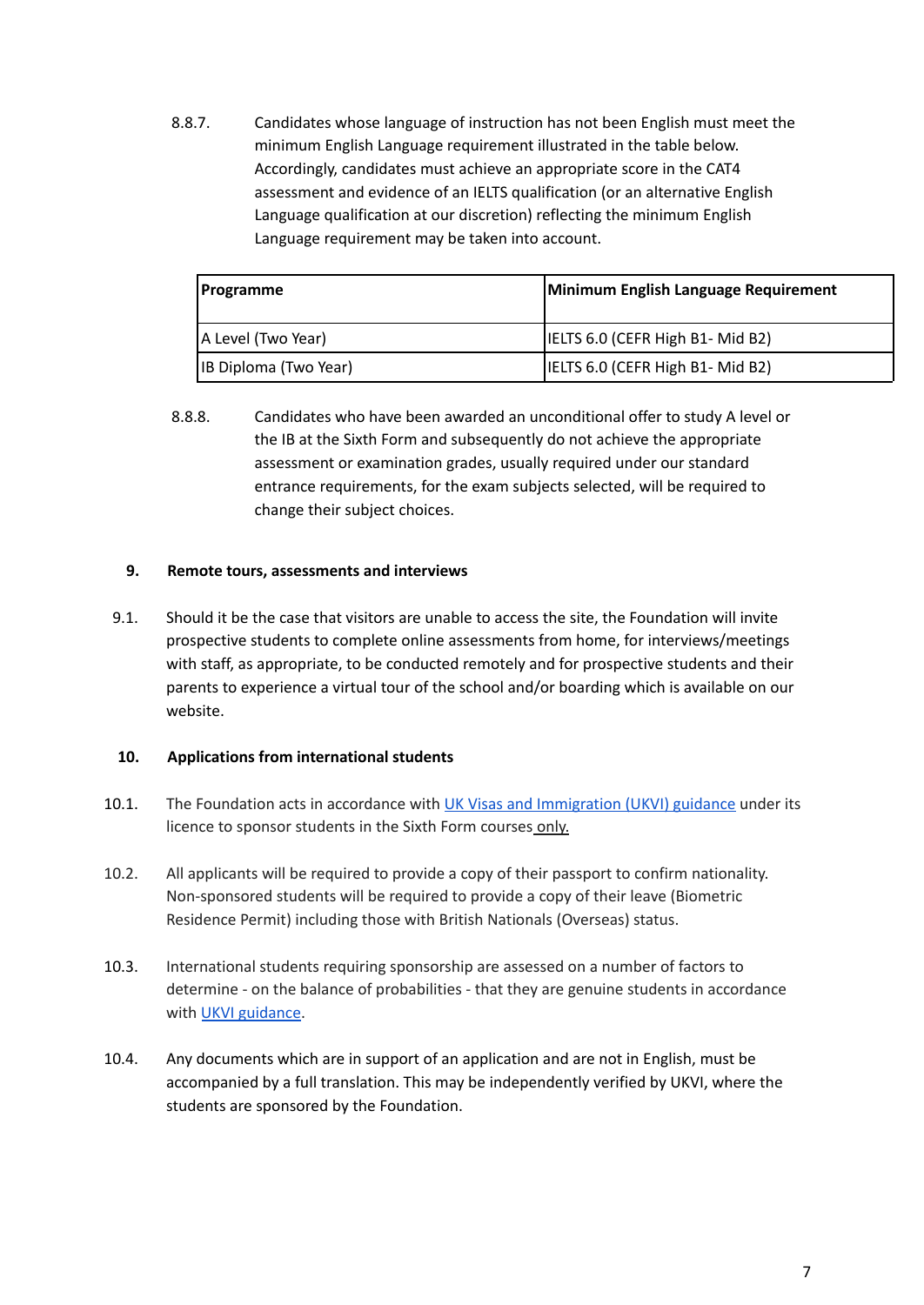8.8.7. Candidates whose language of instruction has not been English must meet the minimum English Language requirement illustrated in the table below. Accordingly, candidates must achieve an appropriate score in the CAT4 assessment and evidence of an IELTS qualification (or an alternative English Language qualification at our discretion) reflecting the minimum English Language requirement may be taken into account.

| **Programme** | **Minimum English Language Requirement** |
| --- | --- |
| A Level (Two Year) | IELTS 6.0 (CEFR High B1- Mid B2) |
| IB Diploma (Two Year) | IELTS 6.0 (CEFR High B1- Mid B2) |

8.8.8. Candidates who have been awarded an unconditional offer to study A level or the IB at the Sixth Form and subsequently do not achieve the appropriate assessment or examination grades, usually required under our standard entrance requirements, for the exam subjects selected, will be required to change their subject choices.

## 9. Remote tours, assessments and interviews

9.1. Should it be the case that visitors are unable to access the site, the Foundation will invite prospective students to complete online assessments from home, for interviews/meetings with staff, as appropriate, to be conducted remotely and for prospective students and their parents to experience a virtual tour of the school and/or boarding which is available on our website.

## 10. Applications from international students

10.1. The Foundation acts in accordance with UK Visas and Immigration (UKVI) guidance under its licence to sponsor students in the Sixth Form courses only.

10.2. All applicants will be required to provide a copy of their passport to confirm nationality. Non-sponsored students will be required to provide a copy of their leave (Biometric Residence Permit) including those with British Nationals (Overseas) status.

10.3. International students requiring sponsorship are assessed on a number of factors to determine - on the balance of probabilities - that they are genuine students in accordance with UKVI guidance.

10.4. Any documents which are in support of an application and are not in English, must be accompanied by a full translation. This may be independently verified by UKVI, where the students are sponsored by the Foundation.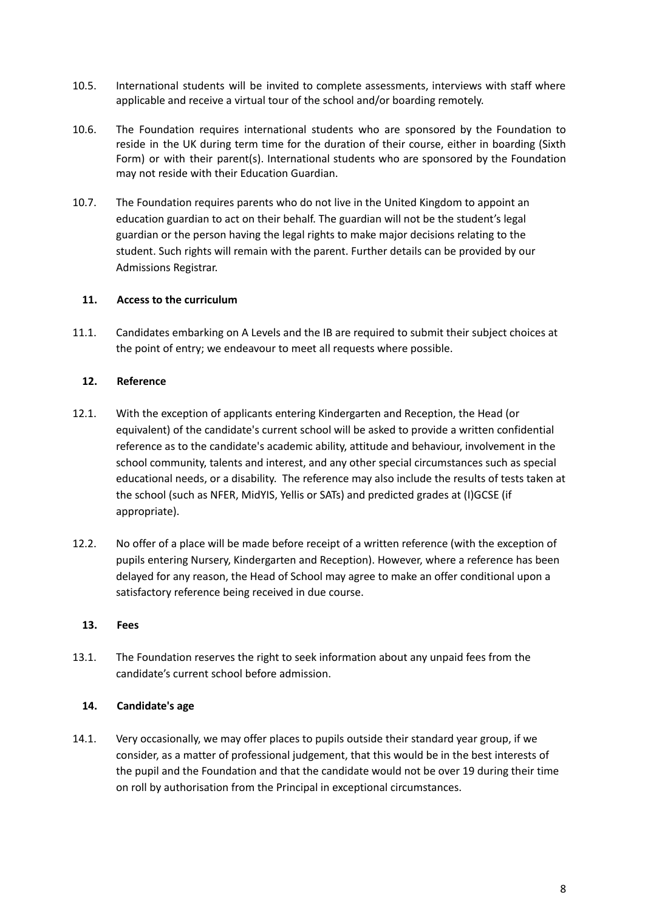10.5. International students will be invited to complete assessments, interviews with staff where applicable and receive a virtual tour of the school and/or boarding remotely.

10.6. The Foundation requires international students who are sponsored by the Foundation to reside in the UK during term time for the duration of their course, either in boarding (Sixth Form) or with their parent(s). International students who are sponsored by the Foundation may not reside with their Education Guardian.

10.7. The Foundation requires parents who do not live in the United Kingdom to appoint an education guardian to act on their behalf. The guardian will not be the student's legal guardian or the person having the legal rights to make major decisions relating to the student. Such rights will remain with the parent. Further details can be provided by our Admissions Registrar.

## 11. Access to the curriculum

11.1. Candidates embarking on A Levels and the IB are required to submit their subject choices at the point of entry; we endeavour to meet all requests where possible.

## 12. Reference

12.1. With the exception of applicants entering Kindergarten and Reception, the Head (or equivalent) of the candidate's current school will be asked to provide a written confidential reference as to the candidate's academic ability, attitude and behaviour, involvement in the school community, talents and interest, and any other special circumstances such as special educational needs, or a disability. The reference may also include the results of tests taken at the school (such as NFER, MidYIS, Yellis or SATs) and predicted grades at (I)GCSE (if appropriate).

12.2. No offer of a place will be made before receipt of a written reference (with the exception of pupils entering Nursery, Kindergarten and Reception). However, where a reference has been delayed for any reason, the Head of School may agree to make an offer conditional upon a satisfactory reference being received in due course.

## 13. Fees

13.1. The Foundation reserves the right to seek information about any unpaid fees from the candidate's current school before admission.

## 14. Candidate's age

14.1. Very occasionally, we may offer places to pupils outside their standard year group, if we consider, as a matter of professional judgement, that this would be in the best interests of the pupil and the Foundation and that the candidate would not be over 19 during their time on roll by authorisation from the Principal in exceptional circumstances.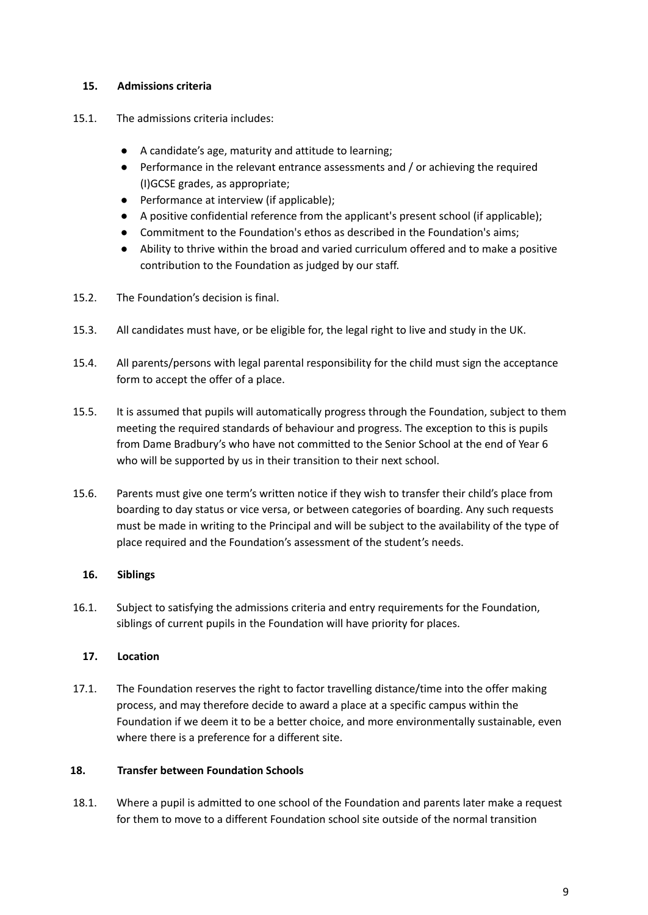## 15. Admissions criteria

15.1. The admissions criteria includes:

- A candidate's age, maturity and attitude to learning;
- Performance in the relevant entrance assessments and / or achieving the required (I)GCSE grades, as appropriate;
- Performance at interview (if applicable);
- A positive confidential reference from the applicant's present school (if applicable);
- Commitment to the Foundation's ethos as described in the Foundation's aims;
- Ability to thrive within the broad and varied curriculum offered and to make a positive contribution to the Foundation as judged by our staff.

15.2. The Foundation's decision is final.

15.3. All candidates must have, or be eligible for, the legal right to live and study in the UK.

15.4. All parents/persons with legal parental responsibility for the child must sign the acceptance form to accept the offer of a place.

15.5. It is assumed that pupils will automatically progress through the Foundation, subject to them meeting the required standards of behaviour and progress. The exception to this is pupils from Dame Bradbury's who have not committed to the Senior School at the end of Year 6 who will be supported by us in their transition to their next school.

15.6. Parents must give one term's written notice if they wish to transfer their child's place from boarding to day status or vice versa, or between categories of boarding. Any such requests must be made in writing to the Principal and will be subject to the availability of the type of place required and the Foundation's assessment of the student's needs.

## 16. Siblings

16.1. Subject to satisfying the admissions criteria and entry requirements for the Foundation, siblings of current pupils in the Foundation will have priority for places.

## 17. Location

17.1. The Foundation reserves the right to factor travelling distance/time into the offer making process, and may therefore decide to award a place at a specific campus within the Foundation if we deem it to be a better choice, and more environmentally sustainable, even where there is a preference for a different site.

## 18. Transfer between Foundation Schools

18.1. Where a pupil is admitted to one school of the Foundation and parents later make a request for them to move to a different Foundation school site outside of the normal transition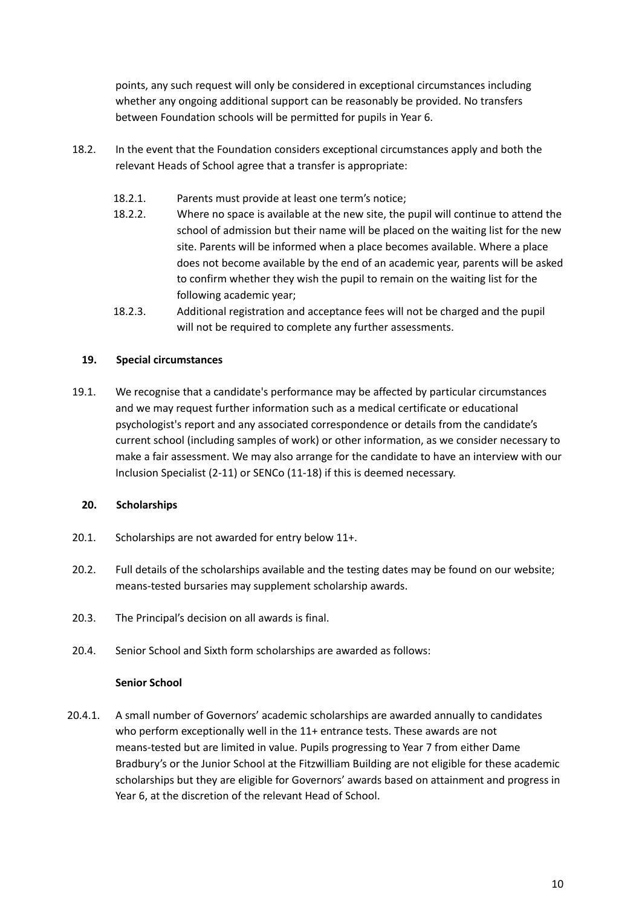points, any such request will only be considered in exceptional circumstances including whether any ongoing additional support can be reasonably be provided. No transfers between Foundation schools will be permitted for pupils in Year 6.

18.2. In the event that the Foundation considers exceptional circumstances apply and both the relevant Heads of School agree that a transfer is appropriate:

18.2.1. Parents must provide at least one term's notice;

18.2.2. Where no space is available at the new site, the pupil will continue to attend the school of admission but their name will be placed on the waiting list for the new site. Parents will be informed when a place becomes available. Where a place does not become available by the end of an academic year, parents will be asked to confirm whether they wish the pupil to remain on the waiting list for the following academic year;

18.2.3. Additional registration and acceptance fees will not be charged and the pupil will not be required to complete any further assessments.

**19. Special circumstances**

19.1. We recognise that a candidate's performance may be affected by particular circumstances and we may request further information such as a medical certificate or educational psychologist's report and any associated correspondence or details from the candidate's current school (including samples of work) or other information, as we consider necessary to make a fair assessment. We may also arrange for the candidate to have an interview with our Inclusion Specialist (2-11) or SENCo (11-18) if this is deemed necessary.

**20. Scholarships**

20.1. Scholarships are not awarded for entry below 11+.

20.2. Full details of the scholarships available and the testing dates may be found on our website; means-tested bursaries may supplement scholarship awards.

20.3. The Principal's decision on all awards is final.

20.4. Senior School and Sixth form scholarships are awarded as follows:

**Senior School**

20.4.1. A small number of Governors' academic scholarships are awarded annually to candidates who perform exceptionally well in the 11+ entrance tests. These awards are not means-tested but are limited in value. Pupils progressing to Year 7 from either Dame Bradbury's or the Junior School at the Fitzwilliam Building are not eligible for these academic scholarships but they are eligible for Governors' awards based on attainment and progress in Year 6, at the discretion of the relevant Head of School.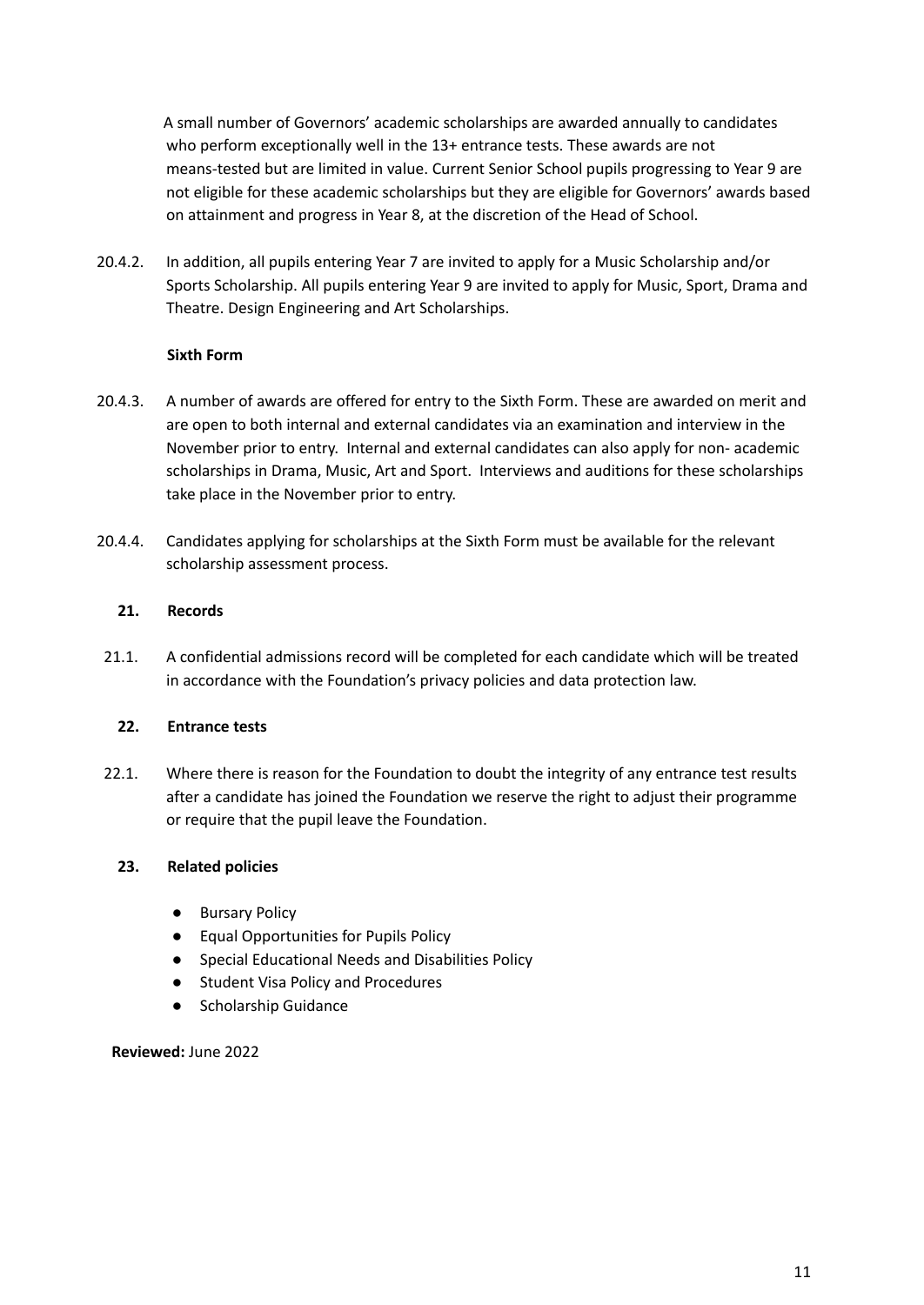A small number of Governors' academic scholarships are awarded annually to candidates who perform exceptionally well in the 13+ entrance tests. These awards are not means-tested but are limited in value. Current Senior School pupils progressing to Year 9 are not eligible for these academic scholarships but they are eligible for Governors' awards based on attainment and progress in Year 8, at the discretion of the Head of School.

20.4.2. In addition, all pupils entering Year 7 are invited to apply for a Music Scholarship and/or Sports Scholarship. All pupils entering Year 9 are invited to apply for Music, Sport, Drama and Theatre. Design Engineering and Art Scholarships.

**Sixth Form**

20.4.3. A number of awards are offered for entry to the Sixth Form. These are awarded on merit and are open to both internal and external candidates via an examination and interview in the November prior to entry. Internal and external candidates can also apply for non- academic scholarships in Drama, Music, Art and Sport. Interviews and auditions for these scholarships take place in the November prior to entry.

20.4.4. Candidates applying for scholarships at the Sixth Form must be available for the relevant scholarship assessment process.

## 21. Records

21.1. A confidential admissions record will be completed for each candidate which will be treated in accordance with the Foundation's privacy policies and data protection law.

## 22. Entrance tests

22.1. Where there is reason for the Foundation to doubt the integrity of any entrance test results after a candidate has joined the Foundation we reserve the right to adjust their programme or require that the pupil leave the Foundation.

## 23. Related policies

- Bursary Policy
- Equal Opportunities for Pupils Policy
- Special Educational Needs and Disabilities Policy
- Student Visa Policy and Procedures
- Scholarship Guidance

**Reviewed:** June 2022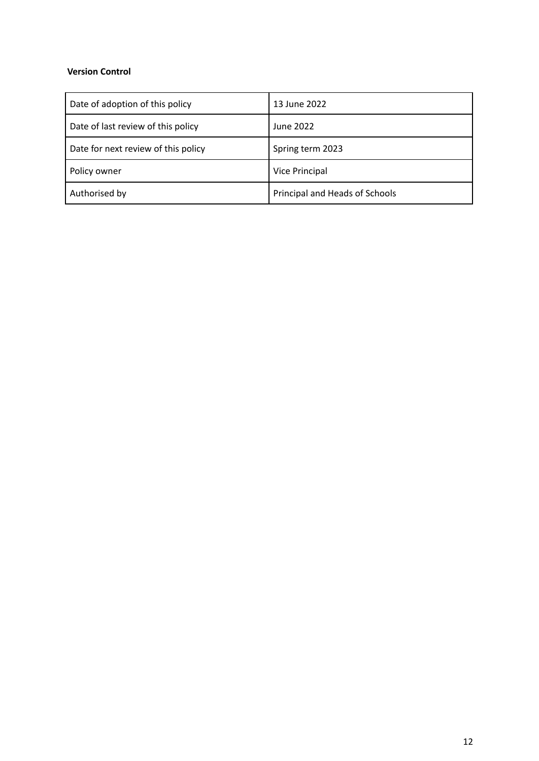**Version Control**

| | |
|---|---|
| Date of adoption of this policy | 13 June 2022 |
| Date of last review of this policy | June 2022 |
| Date for next review of this policy | Spring term 2023 |
| Policy owner | Vice Principal |
| Authorised by | Principal and Heads of Schools |